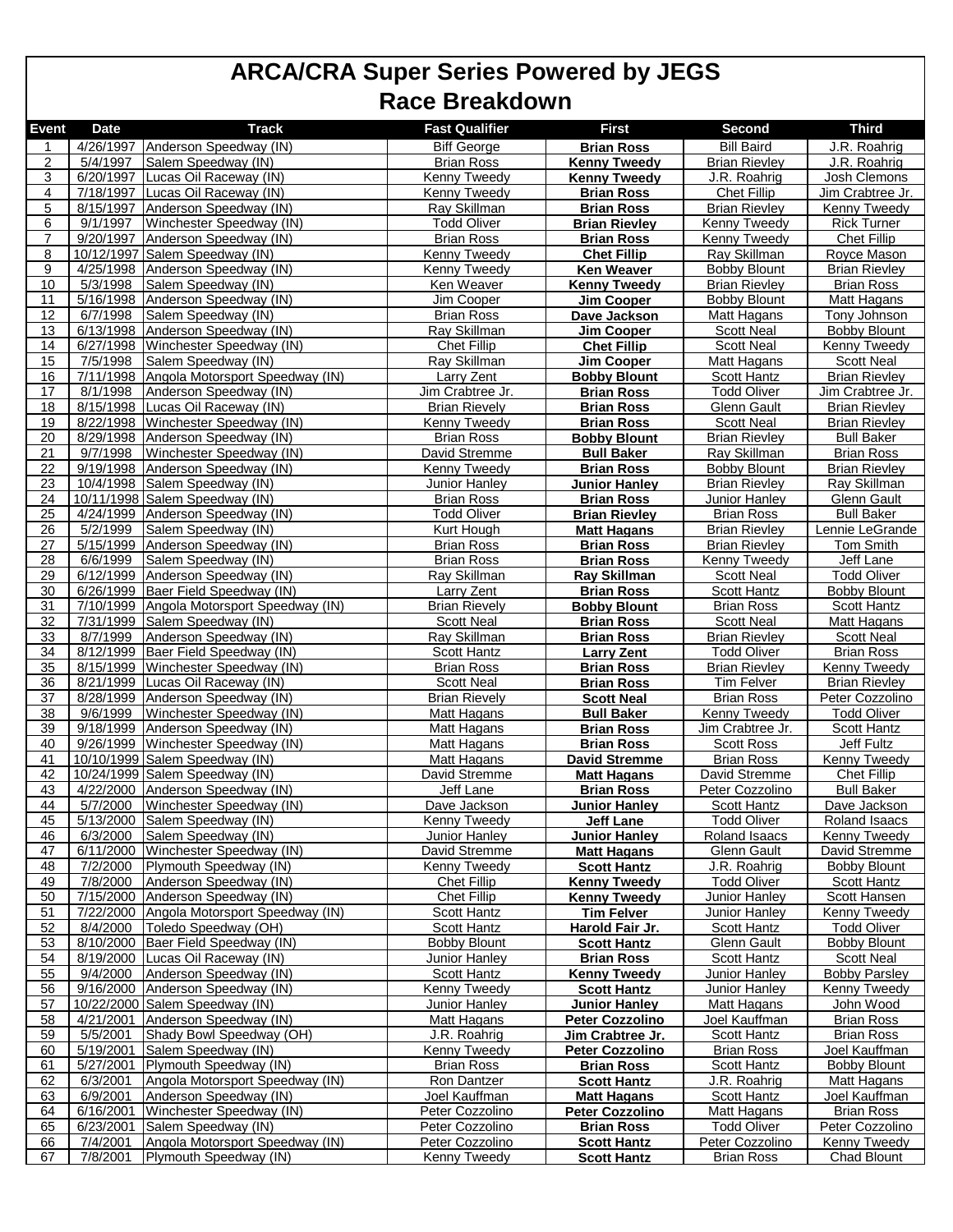# ARCA/CRA Super Series Powered by JEGS

## Race Breakdown

| Event | Date | Track | Fast Qualifier | First | Second | Third |
|---|---|---|---|---|---|---|
| 1 | 4/26/1997 | Anderson Speedway (IN) | Biff George | **Brian Ross** | Bill Baird | J.R. Roahrig |
| 2 | 5/4/1997 | Salem Speedway (IN) | Brian Ross | **Kenny Tweedy** | Brian Rievley | J.R. Roahrig |
| 3 | 6/20/1997 | Lucas Oil Raceway (IN) | Kenny Tweedy | **Kenny Tweedy** | J.R. Roahrig | Josh Clemons |
| 4 | 7/18/1997 | Lucas Oil Raceway (IN) | Kenny Tweedy | **Brian Ross** | Chet Fillip | Jim Crabtree Jr. |
| 5 | 8/15/1997 | Anderson Speedway (IN) | Ray Skillman | **Brian Ross** | Brian Rievley | Kenny Tweedy |
| 6 | 9/1/1997 | Winchester Speedway (IN) | Todd Oliver | **Brian Rievley** | Kenny Tweedy | Rick Turner |
| 7 | 9/20/1997 | Anderson Speedway (IN) | Brian Ross | **Brian Ross** | Kenny Tweedy | Chet Fillip |
| 8 | 10/12/1997 | Salem Speedway (IN) | Kenny Tweedy | **Chet Fillip** | Ray Skillman | Royce Mason |
| 9 | 4/25/1998 | Anderson Speedway (IN) | Kenny Tweedy | **Ken Weaver** | Bobby Blount | Brian Rievley |
| 10 | 5/3/1998 | Salem Speedway (IN) | Ken Weaver | **Kenny Tweedy** | Brian Rievley | Brian Ross |
| 11 | 5/16/1998 | Anderson Speedway (IN) | Jim Cooper | **Jim Cooper** | Bobby Blount | Matt Hagans |
| 12 | 6/7/1998 | Salem Speedway (IN) | Brian Ross | **Dave Jackson** | Matt Hagans | Tony Johnson |
| 13 | 6/13/1998 | Anderson Speedway (IN) | Ray Skillman | **Jim Cooper** | Scott Neal | Bobby Blount |
| 14 | 6/27/1998 | Winchester Speedway (IN) | Chet Fillip | **Chet Fillip** | Scott Neal | Kenny Tweedy |
| 15 | 7/5/1998 | Salem Speedway (IN) | Ray Skillman | **Jim Cooper** | Matt Hagans | Scott Neal |
| 16 | 7/11/1998 | Angola Motorsport Speedway (IN) | Larry Zent | **Bobby Blount** | Scott Hantz | Brian Rievley |
| 17 | 8/1/1998 | Anderson Speedway (IN) | Jim Crabtree Jr. | **Brian Ross** | Todd Oliver | Jim Crabtree Jr. |
| 18 | 8/15/1998 | Lucas Oil Raceway (IN) | Brian Rievely | **Brian Ross** | Glenn Gault | Brian Rievley |
| 19 | 8/22/1998 | Winchester Speedway (IN) | Kenny Tweedy | **Brian Ross** | Scott Neal | Brian Rievley |
| 20 | 8/29/1998 | Anderson Speedway (IN) | Brian Ross | **Bobby Blount** | Brian Rievley | Bull Baker |
| 21 | 9/7/1998 | Winchester Speedway (IN) | David Stremme | **Bull Baker** | Ray Skillman | Brian Ross |
| 22 | 9/19/1998 | Anderson Speedway (IN) | Kenny Tweedy | **Brian Ross** | Bobby Blount | Brian Rievley |
| 23 | 10/4/1998 | Salem Speedway (IN) | Junior Hanley | **Junior Hanley** | Brian Rievley | Ray Skillman |
| 24 | 10/11/1998 | Salem Speedway (IN) | Brian Ross | **Brian Ross** | Junior Hanley | Glenn Gault |
| 25 | 4/24/1999 | Anderson Speedway (IN) | Todd Oliver | **Brian Rievley** | Brian Ross | Bull Baker |
| 26 | 5/2/1999 | Salem Speedway (IN) | Kurt Hough | **Matt Hagans** | Brian Rievley | Lennie LeGrande |
| 27 | 5/15/1999 | Anderson Speedway (IN) | Brian Ross | **Brian Ross** | Brian Rievley | Tom Smith |
| 28 | 6/6/1999 | Salem Speedway (IN) | Brian Ross | **Brian Ross** | Kenny Tweedy | Jeff Lane |
| 29 | 6/12/1999 | Anderson Speedway (IN) | Ray Skillman | **Ray Skillman** | Scott Neal | Todd Oliver |
| 30 | 6/26/1999 | Baer Field Speedway (IN) | Larry Zent | **Brian Ross** | Scott Hantz | Bobby Blount |
| 31 | 7/10/1999 | Angola Motorsport Speedway (IN) | Brian Rievely | **Bobby Blount** | Brian Ross | Scott Hantz |
| 32 | 7/31/1999 | Salem Speedway (IN) | Scott Neal | **Brian Ross** | Scott Neal | Matt Hagans |
| 33 | 8/7/1999 | Anderson Speedway (IN) | Ray Skillman | **Brian Ross** | Brian Rievley | Scott Neal |
| 34 | 8/12/1999 | Baer Field Speedway (IN) | Scott Hantz | **Larry Zent** | Todd Oliver | Brian Ross |
| 35 | 8/15/1999 | Winchester Speedway (IN) | Brian Ross | **Brian Ross** | Brian Rievley | Kenny Tweedy |
| 36 | 8/21/1999 | Lucas Oil Raceway (IN) | Scott Neal | **Brian Ross** | Tim Felver | Brian Rievley |
| 37 | 8/28/1999 | Anderson Speedway (IN) | Brian Rievely | **Scott Neal** | Brian Ross | Peter Cozzolino |
| 38 | 9/6/1999 | Winchester Speedway (IN) | Matt Hagans | **Bull Baker** | Kenny Tweedy | Todd Oliver |
| 39 | 9/18/1999 | Anderson Speedway (IN) | Matt Hagans | **Brian Ross** | Jim Crabtree Jr. | Scott Hantz |
| 40 | 9/26/1999 | Winchester Speedway (IN) | Matt Hagans | **Brian Ross** | Scott Ross | Jeff Fultz |
| 41 | 10/10/1999 | Salem Speedway (IN) | Matt Hagans | **David Stremme** | Brian Ross | Kenny Tweedy |
| 42 | 10/24/1999 | Salem Speedway (IN) | David Stremme | **Matt Hagans** | David Stremme | Chet Fillip |
| 43 | 4/22/2000 | Anderson Speedway (IN) | Jeff Lane | **Brian Ross** | Peter Cozzolino | Bull Baker |
| 44 | 5/7/2000 | Winchester Speedway (IN) | Dave Jackson | **Junior Hanley** | Scott Hantz | Dave Jackson |
| 45 | 5/13/2000 | Salem Speedway (IN) | Kenny Tweedy | **Jeff Lane** | Todd Oliver | Roland Isaacs |
| 46 | 6/3/2000 | Salem Speedway (IN) | Junior Hanley | **Junior Hanley** | Roland Isaacs | Kenny Tweedy |
| 47 | 6/11/2000 | Winchester Speedway (IN) | David Stremme | **Matt Hagans** | Glenn Gault | David Stremme |
| 48 | 7/2/2000 | Plymouth Speedway (IN) | Kenny Tweedy | **Scott Hantz** | J.R. Roahrig | Bobby Blount |
| 49 | 7/8/2000 | Anderson Speedway (IN) | Chet Fillip | **Kenny Tweedy** | Todd Oliver | Scott Hantz |
| 50 | 7/15/2000 | Anderson Speedway (IN) | Chet Fillip | **Kenny Tweedy** | Junior Hanley | Scott Hansen |
| 51 | 7/22/2000 | Angola Motorsport Speedway (IN) | Scott Hantz | **Tim Felver** | Junior Hanley | Kenny Tweedy |
| 52 | 8/4/2000 | Toledo Speedway (OH) | Scott Hantz | **Harold Fair Jr.** | Scott Hantz | Todd Oliver |
| 53 | 8/10/2000 | Baer Field Speedway (IN) | Bobby Blount | **Scott Hantz** | Glenn Gault | Bobby Blount |
| 54 | 8/19/2000 | Lucas Oil Raceway (IN) | Junior Hanley | **Brian Ross** | Scott Hantz | Scott Neal |
| 55 | 9/4/2000 | Anderson Speedway (IN) | Scott Hantz | **Kenny Tweedy** | Junior Hanley | Bobby Parsley |
| 56 | 9/16/2000 | Anderson Speedway (IN) | Kenny Tweedy | **Scott Hantz** | Junior Hanley | Kenny Tweedy |
| 57 | 10/22/2000 | Salem Speedway (IN) | Junior Hanley | **Junior Hanley** | Matt Hagans | John Wood |
| 58 | 4/21/2001 | Anderson Speedway (IN) | Matt Hagans | **Peter Cozzolino** | Joel Kauffman | Brian Ross |
| 59 | 5/5/2001 | Shady Bowl Speedway (OH) | J.R. Roahrig | **Jim Crabtree Jr.** | Scott Hantz | Brian Ross |
| 60 | 5/19/2001 | Salem Speedway (IN) | Kenny Tweedy | **Peter Cozzolino** | Brian Ross | Joel Kauffman |
| 61 | 5/27/2001 | Plymouth Speedway (IN) | Brian Ross | **Brian Ross** | Scott Hantz | Bobby Blount |
| 62 | 6/3/2001 | Angola Motorsport Speedway (IN) | Ron Dantzer | **Scott Hantz** | J.R. Roahrig | Matt Hagans |
| 63 | 6/9/2001 | Anderson Speedway (IN) | Joel Kauffman | **Matt Hagans** | Scott Hantz | Joel Kauffman |
| 64 | 6/16/2001 | Winchester Speedway (IN) | Peter Cozzolino | **Peter Cozzolino** | Matt Hagans | Brian Ross |
| 65 | 6/23/2001 | Salem Speedway (IN) | Peter Cozzolino | **Brian Ross** | Todd Oliver | Peter Cozzolino |
| 66 | 7/4/2001 | Angola Motorsport Speedway (IN) | Peter Cozzolino | **Scott Hantz** | Peter Cozzolino | Kenny Tweedy |
| 67 | 7/8/2001 | Plymouth Speedway (IN) | Kenny Tweedy | **Scott Hantz** | Brian Ross | Chad Blount |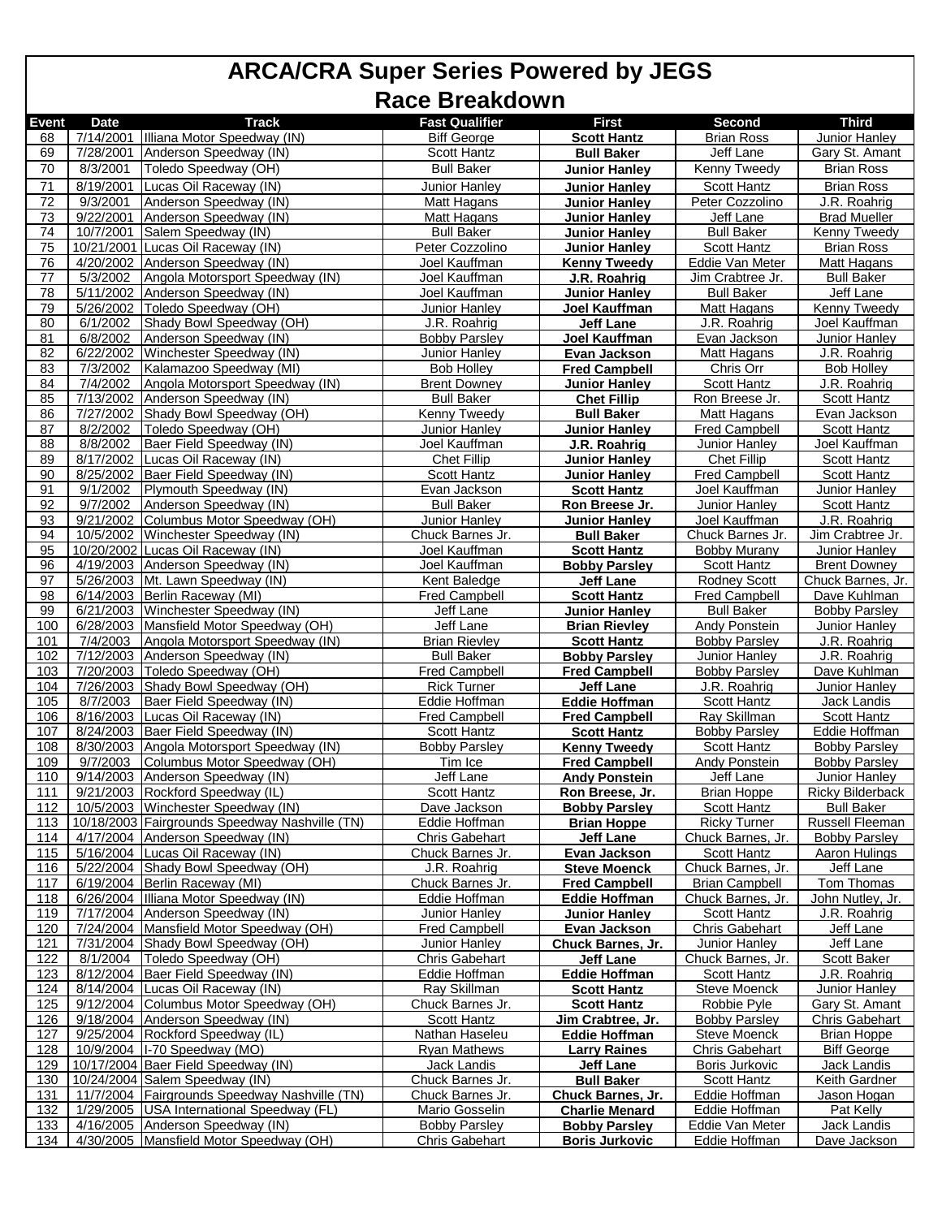# ARCA/CRA Super Series Powered by JEGS

## Race Breakdown

| Event | Date | Track | Fast Qualifier | First | Second | Third |
|---|---|---|---|---|---|---|
| 68 | 7/14/2001 | Illiana Motor Speedway (IN) | Biff George | **Scott Hantz** | Brian Ross | Junior Hanley |
| 69 | 7/28/2001 | Anderson Speedway (IN) | Scott Hantz | **Bull Baker** | Jeff Lane | Gary St. Amant |
| 70 | 8/3/2001 | Toledo Speedway (OH) | Bull Baker | **Junior Hanley** | Kenny Tweedy | Brian Ross |
| 71 | 8/19/2001 | Lucas Oil Raceway (IN) | Junior Hanley | **Junior Hanley** | Scott Hantz | Brian Ross |
| 72 | 9/3/2001 | Anderson Speedway (IN) | Matt Hagans | **Junior Hanley** | Peter Cozzolino | J.R. Roahrig |
| 73 | 9/22/2001 | Anderson Speedway (IN) | Matt Hagans | **Junior Hanley** | Jeff Lane | Brad Mueller |
| 74 | 10/7/2001 | Salem Speedway (IN) | Bull Baker | **Junior Hanley** | Bull Baker | Kenny Tweedy |
| 75 | 10/21/2001 | Lucas Oil Raceway (IN) | Peter Cozzolino | **Junior Hanley** | Scott Hantz | Brian Ross |
| 76 | 4/20/2002 | Anderson Speedway (IN) | Joel Kauffman | **Kenny Tweedy** | Eddie Van Meter | Matt Hagans |
| 77 | 5/3/2002 | Angola Motorsport Speedway (IN) | Joel Kauffman | **J.R. Roahrig** | Jim Crabtree Jr. | Bull Baker |
| 78 | 5/11/2002 | Anderson Speedway (IN) | Joel Kauffman | **Junior Hanley** | Bull Baker | Jeff Lane |
| 79 | 5/26/2002 | Toledo Speedway (OH) | Junior Hanley | **Joel Kauffman** | Matt Hagans | Kenny Tweedy |
| 80 | 6/1/2002 | Shady Bowl Speedway (OH) | J.R. Roahrig | **Jeff Lane** | J.R. Roahrig | Joel Kauffman |
| 81 | 6/8/2002 | Anderson Speedway (IN) | Bobby Parsley | **Joel Kauffman** | Evan Jackson | Junior Hanley |
| 82 | 6/22/2002 | Winchester Speedway (IN) | Junior Hanley | **Evan Jackson** | Matt Hagans | J.R. Roahrig |
| 83 | 7/3/2002 | Kalamazoo Speedway (MI) | Bob Holley | **Fred Campbell** | Chris Orr | Bob Holley |
| 84 | 7/4/2002 | Angola Motorsport Speedway (IN) | Brent Downey | **Junior Hanley** | Scott Hantz | J.R. Roahrig |
| 85 | 7/13/2002 | Anderson Speedway (IN) | Bull Baker | **Chet Fillip** | Ron Breese Jr. | Scott Hantz |
| 86 | 7/27/2002 | Shady Bowl Speedway (OH) | Kenny Tweedy | **Bull Baker** | Matt Hagans | Evan Jackson |
| 87 | 8/2/2002 | Toledo Speedway (OH) | Junior Hanley | **Junior Hanley** | Fred Campbell | Scott Hantz |
| 88 | 8/8/2002 | Baer Field Speedway (IN) | Joel Kauffman | **J.R. Roahrig** | Junior Hanley | Joel Kauffman |
| 89 | 8/17/2002 | Lucas Oil Raceway (IN) | Chet Fillip | **Junior Hanley** | Chet Fillip | Scott Hantz |
| 90 | 8/25/2002 | Baer Field Speedway (IN) | Scott Hantz | **Junior Hanley** | Fred Campbell | Scott Hantz |
| 91 | 9/1/2002 | Plymouth Speedway (IN) | Evan Jackson | **Scott Hantz** | Joel Kauffman | Junior Hanley |
| 92 | 9/7/2002 | Anderson Speedway (IN) | Bull Baker | **Ron Breese Jr.** | Junior Hanley | Scott Hantz |
| 93 | 9/21/2002 | Columbus Motor Speedway (OH) | Junior Hanley | **Junior Hanley** | Joel Kauffman | J.R. Roahrig |
| 94 | 10/5/2002 | Winchester Speedway (IN) | Chuck Barnes Jr. | **Bull Baker** | Chuck Barnes Jr. | Jim Crabtree Jr. |
| 95 | 10/20/2002 | Lucas Oil Raceway (IN) | Joel Kauffman | **Scott Hantz** | Bobby Murany | Junior Hanley |
| 96 | 4/19/2003 | Anderson Speedway (IN) | Joel Kauffman | **Bobby Parsley** | Scott Hantz | Brent Downey |
| 97 | 5/26/2003 | Mt. Lawn Speedway (IN) | Kent Baledge | **Jeff Lane** | Rodney Scott | Chuck Barnes, Jr. |
| 98 | 6/14/2003 | Berlin Raceway (MI) | Fred Campbell | **Scott Hantz** | Fred Campbell | Dave Kuhlman |
| 99 | 6/21/2003 | Winchester Speedway (IN) | Jeff Lane | **Junior Hanley** | Bull Baker | Bobby Parsley |
| 100 | 6/28/2003 | Mansfield Motor Speedway (OH) | Jeff Lane | **Brian Rievley** | Andy Ponstein | Junior Hanley |
| 101 | 7/4/2003 | Angola Motorsport Speedway (IN) | Brian Rievley | **Scott Hantz** | Bobby Parsley | J.R. Roahrig |
| 102 | 7/12/2003 | Anderson Speedway (IN) | Bull Baker | **Bobby Parsley** | Junior Hanley | J.R. Roahrig |
| 103 | 7/20/2003 | Toledo Speedway (OH) | Fred Campbell | **Fred Campbell** | Bobby Parsley | Dave Kuhlman |
| 104 | 7/26/2003 | Shady Bowl Speedway (OH) | Rick Turner | **Jeff Lane** | J.R. Roahrig | Junior Hanley |
| 105 | 8/7/2003 | Baer Field Speedway (IN) | Eddie Hoffman | **Eddie Hoffman** | Scott Hantz | Jack Landis |
| 106 | 8/16/2003 | Lucas Oil Raceway (IN) | Fred Campbell | **Fred Campbell** | Ray Skillman | Scott Hantz |
| 107 | 8/24/2003 | Baer Field Speedway (IN) | Scott Hantz | **Scott Hantz** | Bobby Parsley | Eddie Hoffman |
| 108 | 8/30/2003 | Angola Motorsport Speedway (IN) | Bobby Parsley | **Kenny Tweedy** | Scott Hantz | Bobby Parsley |
| 109 | 9/7/2003 | Columbus Motor Speedway (OH) | Tim Ice | **Fred Campbell** | Andy Ponstein | Bobby Parsley |
| 110 | 9/14/2003 | Anderson Speedway (IN) | Jeff Lane | **Andy Ponstein** | Jeff Lane | Junior Hanley |
| 111 | 9/21/2003 | Rockford Speedway (IL) | Scott Hantz | **Ron Breese, Jr.** | Brian Hoppe | Ricky Bilderback |
| 112 | 10/5/2003 | Winchester Speedway (IN) | Dave Jackson | **Bobby Parsley** | Scott Hantz | Bull Baker |
| 113 | 10/18/2003 | Fairgrounds Speedway Nashville (TN) | Eddie Hoffman | **Brian Hoppe** | Ricky Turner | Russell Fleeman |
| 114 | 4/17/2004 | Anderson Speedway (IN) | Chris Gabehart | **Jeff Lane** | Chuck Barnes, Jr. | Bobby Parsley |
| 115 | 5/16/2004 | Lucas Oil Raceway (IN) | Chuck Barnes Jr. | **Evan Jackson** | Scott Hantz | Aaron Hulings |
| 116 | 5/22/2004 | Shady Bowl Speedway (OH) | J.R. Roahrig | **Steve Moenck** | Chuck Barnes, Jr. | Jeff Lane |
| 117 | 6/19/2004 | Berlin Raceway (MI) | Chuck Barnes Jr. | **Fred Campbell** | Brian Campbell | Tom Thomas |
| 118 | 6/26/2004 | Illiana Motor Speedway (IN) | Eddie Hoffman | **Eddie Hoffman** | Chuck Barnes, Jr. | John Nutley, Jr. |
| 119 | 7/17/2004 | Anderson Speedway (IN) | Junior Hanley | **Junior Hanley** | Scott Hantz | J.R. Roahrig |
| 120 | 7/24/2004 | Mansfield Motor Speedway (OH) | Fred Campbell | **Evan Jackson** | Chris Gabehart | Jeff Lane |
| 121 | 7/31/2004 | Shady Bowl Speedway (OH) | Junior Hanley | **Chuck Barnes, Jr.** | Junior Hanley | Jeff Lane |
| 122 | 8/1/2004 | Toledo Speedway (OH) | Chris Gabehart | **Jeff Lane** | Chuck Barnes, Jr. | Scott Baker |
| 123 | 8/12/2004 | Baer Field Speedway (IN) | Eddie Hoffman | **Eddie Hoffman** | Scott Hantz | J.R. Roahrig |
| 124 | 8/14/2004 | Lucas Oil Raceway (IN) | Ray Skillman | **Scott Hantz** | Steve Moenck | Junior Hanley |
| 125 | 9/12/2004 | Columbus Motor Speedway (OH) | Chuck Barnes Jr. | **Scott Hantz** | Robbie Pyle | Gary St. Amant |
| 126 | 9/18/2004 | Anderson Speedway (IN) | Scott Hantz | **Jim Crabtree, Jr.** | Bobby Parsley | Chris Gabehart |
| 127 | 9/25/2004 | Rockford Speedway (IL) | Nathan Haseleu | **Eddie Hoffman** | Steve Moenck | Brian Hoppe |
| 128 | 10/9/2004 | I-70 Speedway (MO) | Ryan Mathews | **Larry Raines** | Chris Gabehart | Biff George |
| 129 | 10/17/2004 | Baer Field Speedway (IN) | Jack Landis | **Jeff Lane** | Boris Jurkovic | Jack Landis |
| 130 | 10/24/2004 | Salem Speedway (IN) | Chuck Barnes Jr. | **Bull Baker** | Scott Hantz | Keith Gardner |
| 131 | 11/7/2004 | Fairgrounds Speedway Nashville (TN) | Chuck Barnes Jr. | **Chuck Barnes, Jr.** | Eddie Hoffman | Jason Hogan |
| 132 | 1/29/2005 | USA International Speedway (FL) | Mario Gosselin | **Charlie Menard** | Eddie Hoffman | Pat Kelly |
| 133 | 4/16/2005 | Anderson Speedway (IN) | Bobby Parsley | **Bobby Parsley** | Eddie Van Meter | Jack Landis |
| 134 | 4/30/2005 | Mansfield Motor Speedway (OH) | Chris Gabehart | **Boris Jurkovic** | Eddie Hoffman | Dave Jackson |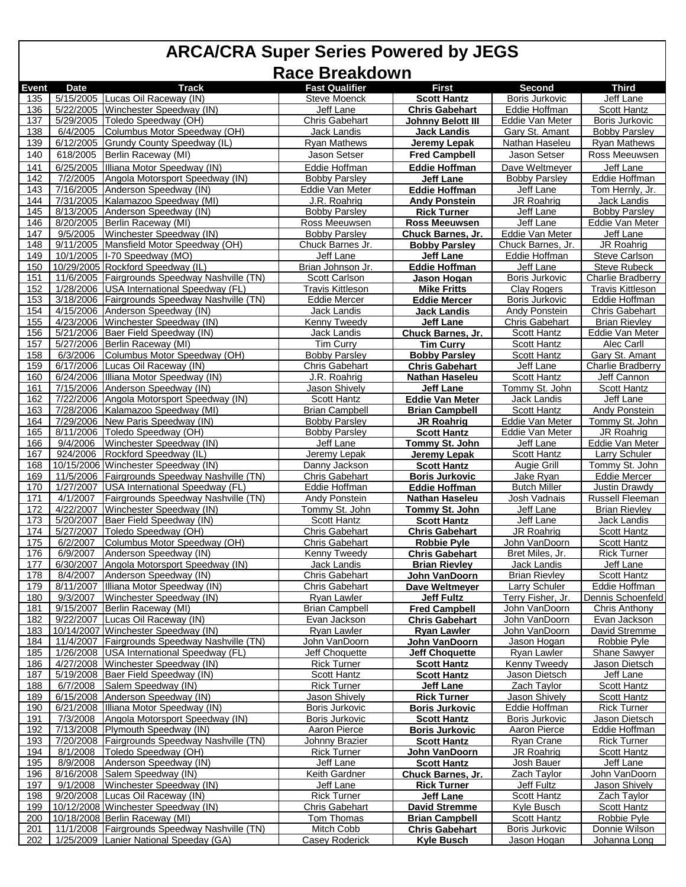# ARCA/CRA Super Series Powered by JEGS

## Race Breakdown

| Event | Date | Track | Fast Qualifier | First | Second | Third |
|---|---|---|---|---|---|---|
| 135 | 5/15/2005 | Lucas Oil Raceway (IN) | Steve Moenck | **Scott Hantz** | Boris Jurkovic | Jeff Lane |
| 136 | 5/22/2005 | Winchester Speedway (IN) | Jeff Lane | **Chris Gabehart** | Eddie Hoffman | Scott Hantz |
| 137 | 5/29/2005 | Toledo Speedway (OH) | Chris Gabehart | **Johnny Belott III** | Eddie Van Meter | Boris Jurkovic |
| 138 | 6/4/2005 | Columbus Motor Speedway (OH) | Jack Landis | **Jack Landis** | Gary St. Amant | Bobby Parsley |
| 139 | 6/12/2005 | Grundy County Speedway (IL) | Ryan Mathews | **Jeremy Lepak** | Nathan Haseleu | Ryan Mathews |
| 140 | 618/2005 | Berlin Raceway (MI) | Jason Setser | **Fred Campbell** | Jason Setser | Ross Meeuwsen |
| 141 | 6/25/2005 | Illiana Motor Speedway (IN) | Eddie Hoffman | **Eddie Hoffman** | Dave Weltmeyer | Jeff Lane |
| 142 | 7/2/2005 | Angola Motorsport Speedway (IN) | Bobby Parsley | **Jeff Lane** | Bobby Parsley | Eddie Hoffman |
| 143 | 7/16/2005 | Anderson Speedway (IN) | Eddie Van Meter | **Eddie Hoffman** | Jeff Lane | Tom Hernly, Jr. |
| 144 | 7/31/2005 | Kalamazoo Speedway (MI) | J.R. Roahrig | **Andy Ponstein** | JR Roahrig | Jack Landis |
| 145 | 8/13/2005 | Anderson Speedway (IN) | Bobby Parsley | **Rick Turner** | Jeff Lane | Bobby Parsley |
| 146 | 8/20/2005 | Berlin Raceway (MI) | Ross Meeuwsen | **Ross Meeuwsen** | Jeff Lane | Eddie Van Meter |
| 147 | 9/5/2005 | Winchester Speedway (IN) | Bobby Parsley | **Chuck Barnes, Jr.** | Eddie Van Meter | Jeff Lane |
| 148 | 9/11/2005 | Mansfield Motor Speedway (OH) | Chuck Barnes Jr. | **Bobby Parsley** | Chuck Barnes, Jr. | JR Roahrig |
| 149 | 10/1/2005 | I-70 Speedway (MO) | Jeff Lane | **Jeff Lane** | Eddie Hoffman | Steve Carlson |
| 150 | 10/29/2005 | Rockford Speedway (IL) | Brian Johnson Jr. | **Eddie Hoffman** | Jeff Lane | Steve Rubeck |
| 151 | 11/6/2005 | Fairgrounds Speedway Nashville (TN) | Scott Carlson | **Jason Hogan** | Boris Jurkovic | Charlie Bradberry |
| 152 | 1/28/2006 | USA International Speedway (FL) | Travis Kittleson | **Mike Fritts** | Clay Rogers | Travis Kittleson |
| 153 | 3/18/2006 | Fairgrounds Speedway Nashville (TN) | Eddie Mercer | **Eddie Mercer** | Boris Jurkovic | Eddie Hoffman |
| 154 | 4/15/2006 | Anderson Speedway (IN) | Jack Landis | **Jack Landis** | Andy Ponstein | Chris Gabehart |
| 155 | 4/23/2006 | Winchester Speedway (IN) | Kenny Tweedy | **Jeff Lane** | Chris Gabehart | Brian Rievley |
| 156 | 5/21/2006 | Baer Field Speedway (IN) | Jack Landis | **Chuck Barnes, Jr.** | Scott Hantz | Eddie Van Meter |
| 157 | 5/27/2006 | Berlin Raceway (MI) | Tim Curry | **Tim Curry** | Scott Hantz | Alec Carll |
| 158 | 6/3/2006 | Columbus Motor Speedway (OH) | Bobby Parsley | **Bobby Parsley** | Scott Hantz | Gary St. Amant |
| 159 | 6/17/2006 | Lucas Oil Raceway (IN) | Chris Gabehart | **Chris Gabehart** | Jeff Lane | Charlie Bradberry |
| 160 | 6/24/2006 | Illiana Motor Speedway (IN) | J.R. Roahrig | **Nathan Haseleu** | Scott Hantz | Jeff Cannon |
| 161 | 7/15/2006 | Anderson Speedway (IN) | Jason Shively | **Jeff Lane** | Tommy St. John | Scott Hantz |
| 162 | 7/22/2006 | Angola Motorsport Speedway (IN) | Scott Hantz | **Eddie Van Meter** | Jack Landis | Jeff Lane |
| 163 | 7/28/2006 | Kalamazoo Speedway (MI) | Brian Campbell | **Brian Campbell** | Scott Hantz | Andy Ponstein |
| 164 | 7/29/2006 | New Paris Speedway (IN) | Bobby Parsley | **JR Roahrig** | Eddie Van Meter | Tommy St. John |
| 165 | 8/11/2006 | Toledo Speedway (OH) | Bobby Parsley | **Scott Hantz** | Eddie Van Meter | JR Roahrig |
| 166 | 9/4/2006 | Winchester Speedway (IN) | Jeff Lane | **Tommy St. John** | Jeff Lane | Eddie Van Meter |
| 167 | 924/2006 | Rockford Speedway (IL) | Jeremy Lepak | **Jeremy Lepak** | Scott Hantz | Larry Schuler |
| 168 | 10/15/2006 | Winchester Speedway (IN) | Danny Jackson | **Scott Hantz** | Augie Grill | Tommy St. John |
| 169 | 11/5/2006 | Fairgrounds Speedway Nashville (TN) | Chris Gabehart | **Boris Jurkovic** | Jake Ryan | Eddie Mercer |
| 170 | 1/27/2007 | USA International Speedway (FL) | Eddie Hoffman | **Eddie Hoffman** | Butch Miller | Justin Drawdy |
| 171 | 4/1/2007 | Fairgrounds Speedway Nashville (TN) | Andy Ponstein | **Nathan Haseleu** | Josh Vadnais | Russell Fleeman |
| 172 | 4/22/2007 | Winchester Speedway (IN) | Tommy St. John | **Tommy St. John** | Jeff Lane | Brian Rievley |
| 173 | 5/20/2007 | Baer Field Speedway (IN) | Scott Hantz | **Scott Hantz** | Jeff Lane | Jack Landis |
| 174 | 5/27/2007 | Toledo Speedway (OH) | Chris Gabehart | **Chris Gabehart** | JR Roahrig | Scott Hantz |
| 175 | 6/2/2007 | Columbus Motor Speedway (OH) | Chris Gabehart | **Robbie Pyle** | John VanDoorn | Scott Hantz |
| 176 | 6/9/2007 | Anderson Speedway (IN) | Kenny Tweedy | **Chris Gabehart** | Bret Miles, Jr. | Rick Turner |
| 177 | 6/30/2007 | Angola Motorsport Speedway (IN) | Jack Landis | **Brian Rievley** | Jack Landis | Jeff Lane |
| 178 | 8/4/2007 | Anderson Speedway (IN) | Chris Gabehart | **John VanDoorn** | Brian Rievley | Scott Hantz |
| 179 | 8/11/2007 | Illiana Motor Speedway (IN) | Chris Gabehart | **Dave Weltmeyer** | Larry Schuler | Eddie Hoffman |
| 180 | 9/3/2007 | Winchester Speedway (IN) | Ryan Lawler | **Jeff Fultz** | Terry Fisher, Jr. | Dennis Schoenfeld |
| 181 | 9/15/2007 | Berlin Raceway (MI) | Brian Campbell | **Fred Campbell** | John VanDoorn | Chris Anthony |
| 182 | 9/22/2007 | Lucas Oil Raceway (IN) | Evan Jackson | **Chris Gabehart** | John VanDoorn | Evan Jackson |
| 183 | 10/14/2007 | Winchester Speedway (IN) | Ryan Lawler | **Ryan Lawler** | John VanDoorn | David Stremme |
| 184 | 11/4/2007 | Fairgrounds Speedway Nashville (TN) | John VanDoorn | **John VanDoorn** | Jason Hogan | Robbie Pyle |
| 185 | 1/26/2008 | USA International Speedway (FL) | Jeff Choquette | **Jeff Choquette** | Ryan Lawler | Shane Sawyer |
| 186 | 4/27/2008 | Winchester Speedway (IN) | Rick Turner | **Scott Hantz** | Kenny Tweedy | Jason Dietsch |
| 187 | 5/19/2008 | Baer Field Speedway (IN) | Scott Hantz | **Scott Hantz** | Jason Dietsch | Jeff Lane |
| 188 | 6/7/2008 | Salem Speedway (IN) | Rick Turner | **Jeff Lane** | Zach Taylor | Scott Hantz |
| 189 | 6/15/2008 | Anderson Speedway (IN) | Jason Shively | **Rick Turner** | Jason Shively | Scott Hantz |
| 190 | 6/21/2008 | Illiana Motor Speedway (IN) | Boris Jurkovic | **Boris Jurkovic** | Eddie Hoffman | Rick Turner |
| 191 | 7/3/2008 | Angola Motorsport Speedway (IN) | Boris Jurkovic | **Scott Hantz** | Boris Jurkovic | Jason Dietsch |
| 192 | 7/13/2008 | Plymouth Speedway (IN) | Aaron Pierce | **Boris Jurkovic** | Aaron Pierce | Eddie Hoffman |
| 193 | 7/20/2008 | Fairgrounds Speedway Nashville (TN) | Johnny Brazier | **Scott Hantz** | Ryan Crane | Rick Turner |
| 194 | 8/1/2008 | Toledo Speedway (OH) | Rick Turner | **John VanDoorn** | JR Roahrig | Scott Hantz |
| 195 | 8/9/2008 | Anderson Speedway (IN) | Jeff Lane | **Scott Hantz** | Josh Bauer | Jeff Lane |
| 196 | 8/16/2008 | Salem Speedway (IN) | Keith Gardner | **Chuck Barnes, Jr.** | Zach Taylor | John VanDoorn |
| 197 | 9/1/2008 | Winchester Speedway (IN) | Jeff Lane | **Rick Turner** | Jeff Fultz | Jason Shively |
| 198 | 9/20/2008 | Lucas Oil Raceway (IN) | Rick Turner | **Jeff Lane** | Scott Hantz | Zach Taylor |
| 199 | 10/12/2008 | Winchester Speedway (IN) | Chris Gabehart | **David Stremme** | Kyle Busch | Scott Hantz |
| 200 | 10/18/2008 | Berlin Raceway (MI) | Tom Thomas | **Brian Campbell** | Scott Hantz | Robbie Pyle |
| 201 | 11/1/2008 | Fairgrounds Speedway Nashville (TN) | Mitch Cobb | **Chris Gabehart** | Boris Jurkovic | Donnie Wilson |
| 202 | 1/25/2009 | Lanier National Speeday (GA) | Casey Roderick | **Kyle Busch** | Jason Hogan | Johanna Long |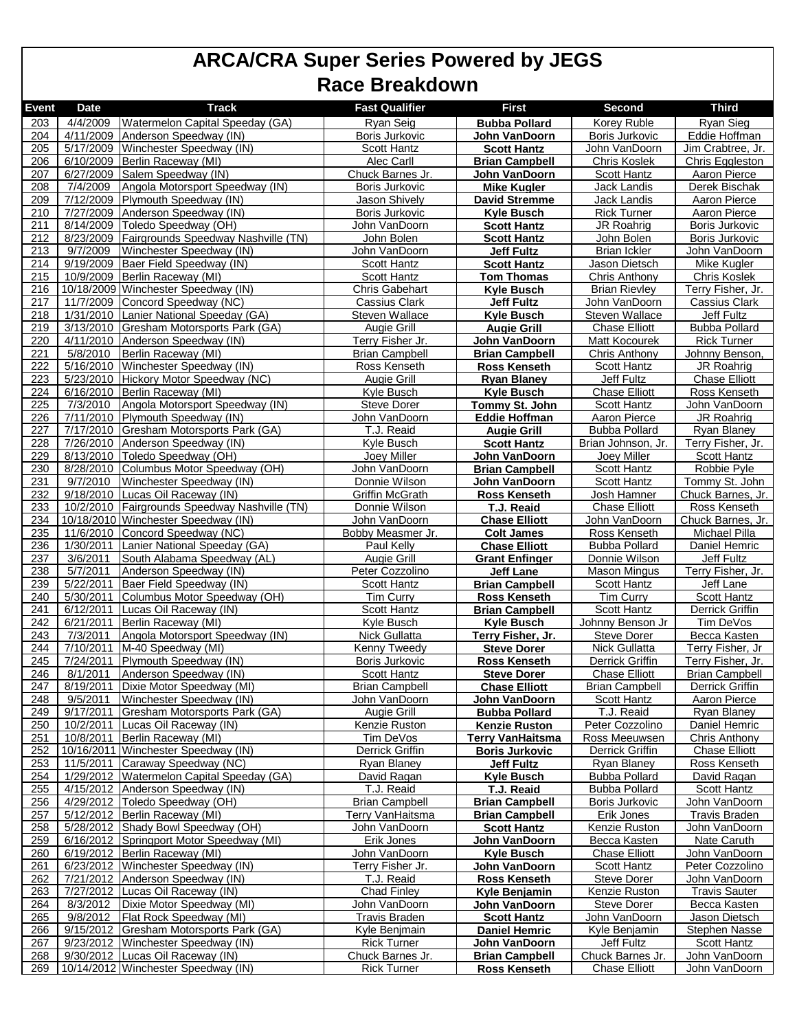# ARCA/CRA Super Series Powered by JEGS
## Race Breakdown

| Event | Date | Track | Fast Qualifier | First | Second | Third |
|---|---|---|---|---|---|---|
| 203 | 4/4/2009 | Watermelon Capital Speeday (GA) | Ryan Seig | **Bubba Pollard** | Korey Ruble | Ryan Sieg |
| 204 | 4/11/2009 | Anderson Speedway (IN) | Boris Jurkovic | **John VanDoorn** | Boris Jurkovic | Eddie Hoffman |
| 205 | 5/17/2009 | Winchester Speedway (IN) | Scott Hantz | **Scott Hantz** | John VanDoorn | Jim Crabtree, Jr. |
| 206 | 6/10/2009 | Berlin Raceway (MI) | Alec Carll | **Brian Campbell** | Chris Koslek | Chris Eggleston |
| 207 | 6/27/2009 | Salem Speedway (IN) | Chuck Barnes Jr. | **John VanDoorn** | Scott Hantz | Aaron Pierce |
| 208 | 7/4/2009 | Angola Motorsport Speedway (IN) | Boris Jurkovic | **Mike Kugler** | Jack Landis | Derek Bischak |
| 209 | 7/12/2009 | Plymouth Speedway (IN) | Jason Shively | **David Stremme** | Jack Landis | Aaron Pierce |
| 210 | 7/27/2009 | Anderson Speedway (IN) | Boris Jurkovic | **Kyle Busch** | Rick Turner | Aaron Pierce |
| 211 | 8/14/2009 | Toledo Speedway (OH) | John VanDoorn | **Scott Hantz** | JR Roahrig | Boris Jurkovic |
| 212 | 8/23/2009 | Fairgrounds Speedway Nashville (TN) | John Bolen | **Scott Hantz** | John Bolen | Boris Jurkovic |
| 213 | 9/7/2009 | Winchester Speedway (IN) | John VanDoorn | **Jeff Fultz** | Brian Ickler | John VanDoorn |
| 214 | 9/19/2009 | Baer Field Speedway (IN) | Scott Hantz | **Scott Hantz** | Jason Dietsch | Mike Kugler |
| 215 | 10/9/2009 | Berlin Raceway (MI) | Scott Hantz | **Tom Thomas** | Chris Anthony | Chris Koslek |
| 216 | 10/18/2009 | Winchester Speedway (IN) | Chris Gabehart | **Kyle Busch** | Brian Rievley | Terry Fisher, Jr. |
| 217 | 11/7/2009 | Concord Speedway (NC) | Cassius Clark | **Jeff Fultz** | John VanDoorn | Cassius Clark |
| 218 | 1/31/2010 | Lanier National Speeday (GA) | Steven Wallace | **Kyle Busch** | Steven Wallace | Jeff Fultz |
| 219 | 3/13/2010 | Gresham Motorsports Park (GA) | Augie Grill | **Augie Grill** | Chase Elliott | Bubba Pollard |
| 220 | 4/11/2010 | Anderson Speedway (IN) | Terry Fisher Jr. | **John VanDoorn** | Matt Kocourek | Rick Turner |
| 221 | 5/8/2010 | Berlin Raceway (MI) | Brian Campbell | **Brian Campbell** | Chris Anthony | Johnny Benson, |
| 222 | 5/16/2010 | Winchester Speedway (IN) | Ross Kenseth | **Ross Kenseth** | Scott Hantz | JR Roahrig |
| 223 | 5/23/2010 | Hickory Motor Speedway (NC) | Augie Grill | **Ryan Blaney** | Jeff Fultz | Chase Elliott |
| 224 | 6/16/2010 | Berlin Raceway (MI) | Kyle Busch | **Kyle Busch** | Chase Elliott | Ross Kenseth |
| 225 | 7/3/2010 | Angola Motorsport Speedway (IN) | Steve Dorer | **Tommy St. John** | Scott Hantz | John VanDoorn |
| 226 | 7/11/2010 | Plymouth Speedway (IN) | John VanDoorn | **Eddie Hoffman** | Aaron Pierce | JR Roahrig |
| 227 | 7/17/2010 | Gresham Motorsports Park (GA) | T.J. Reaid | **Augie Grill** | Bubba Pollard | Ryan Blaney |
| 228 | 7/26/2010 | Anderson Speedway (IN) | Kyle Busch | **Scott Hantz** | Brian Johnson, Jr. | Terry Fisher, Jr. |
| 229 | 8/13/2010 | Toledo Speedway (OH) | Joey Miller | **John VanDoorn** | Joey Miller | Scott Hantz |
| 230 | 8/28/2010 | Columbus Motor Speedway (OH) | John VanDoorn | **Brian Campbell** | Scott Hantz | Robbie Pyle |
| 231 | 9/7/2010 | Winchester Speedway (IN) | Donnie Wilson | **John VanDoorn** | Scott Hantz | Tommy St. John |
| 232 | 9/18/2010 | Lucas Oil Raceway (IN) | Griffin McGrath | **Ross Kenseth** | Josh Hamner | Chuck Barnes, Jr. |
| 233 | 10/2/2010 | Fairgrounds Speedway Nashville (TN) | Donnie Wilson | **T.J. Reaid** | Chase Elliott | Ross Kenseth |
| 234 | 10/18/2010 | Winchester Speedway (IN) | John VanDoorn | **Chase Elliott** | John VanDoorn | Chuck Barnes, Jr. |
| 235 | 11/6/2010 | Concord Speedway (NC) | Bobby Measmer Jr. | **Colt James** | Ross Kenseth | Michael Pilla |
| 236 | 1/30/2011 | Lanier National Speeday (GA) | Paul Kelly | **Chase Elliott** | Bubba Pollard | Daniel Hemric |
| 237 | 3/6/2011 | South Alabama Speedway (AL) | Augie Grill | **Grant Enfinger** | Donnie Wilson | Jeff Fultz |
| 238 | 5/7/2011 | Anderson Speedway (IN) | Peter Cozzolino | **Jeff Lane** | Mason Mingus | Terry Fisher, Jr. |
| 239 | 5/22/2011 | Baer Field Speedway (IN) | Scott Hantz | **Brian Campbell** | Scott Hantz | Jeff Lane |
| 240 | 5/30/2011 | Columbus Motor Speedway (OH) | Tim Curry | **Ross Kenseth** | Tim Curry | Scott Hantz |
| 241 | 6/12/2011 | Lucas Oil Raceway (IN) | Scott Hantz | **Brian Campbell** | Scott Hantz | Derrick Griffin |
| 242 | 6/21/2011 | Berlin Raceway (MI) | Kyle Busch | **Kyle Busch** | Johnny Benson Jr | Tim DeVos |
| 243 | 7/3/2011 | Angola Motorsport Speedway (IN) | Nick Gullatta | **Terry Fisher, Jr.** | Steve Dorer | Becca Kasten |
| 244 | 7/10/2011 | M-40 Speedway (MI) | Kenny Tweedy | **Steve Dorer** | Nick Gullatta | Terry Fisher, Jr |
| 245 | 7/24/2011 | Plymouth Speedway (IN) | Boris Jurkovic | **Ross Kenseth** | Derrick Griffin | Terry Fisher, Jr. |
| 246 | 8/1/2011 | Anderson Speedway (IN) | Scott Hantz | **Steve Dorer** | Chase Elliott | Brian Campbell |
| 247 | 8/19/2011 | Dixie Motor Speedway (MI) | Brian Campbell | **Chase Elliott** | Brian Campbell | Derrick Griffin |
| 248 | 9/5/2011 | Winchester Speedway (IN) | John VanDoorn | **John VanDoorn** | Scott Hantz | Aaron Pierce |
| 249 | 9/17/2011 | Gresham Motorsports Park (GA) | Augie Grill | **Bubba Pollard** | T.J. Reaid | Ryan Blaney |
| 250 | 10/2/2011 | Lucas Oil Raceway (IN) | Kenzie Ruston | **Kenzie Ruston** | Peter Cozzolino | Daniel Hemric |
| 251 | 10/8/2011 | Berlin Raceway (MI) | Tim DeVos | **Terry VanHaitsma** | Ross Meeuwsen | Chris Anthony |
| 252 | 10/16/2011 | Winchester Speedway (IN) | Derrick Griffin | **Boris Jurkovic** | Derrick Griffin | Chase Elliott |
| 253 | 11/5/2011 | Caraway Speedway (NC) | Ryan Blaney | **Jeff Fultz** | Ryan Blaney | Ross Kenseth |
| 254 | 1/29/2012 | Watermelon Capital Speeday (GA) | David Ragan | **Kyle Busch** | Bubba Pollard | David Ragan |
| 255 | 4/15/2012 | Anderson Speedway (IN) | T.J. Reaid | **T.J. Reaid** | Bubba Pollard | Scott Hantz |
| 256 | 4/29/2012 | Toledo Speedway (OH) | Brian Campbell | **Brian Campbell** | Boris Jurkovic | John VanDoorn |
| 257 | 5/12/2012 | Berlin Raceway (MI) | Terry VanHaitsma | **Brian Campbell** | Erik Jones | Travis Braden |
| 258 | 5/28/2012 | Shady Bowl Speedway (OH) | John VanDoorn | **Scott Hantz** | Kenzie Ruston | John VanDoorn |
| 259 | 6/16/2012 | Springport Motor Speedway (MI) | Erik Jones | **John VanDoorn** | Becca Kasten | Nate Caruth |
| 260 | 6/19/2012 | Berlin Raceway (MI) | John VanDoorn | **Kyle Busch** | Chase Elliott | John VanDoorn |
| 261 | 6/23/2012 | Winchester Speedway (IN) | Terry Fisher Jr. | **John VanDoorn** | Scott Hantz | Peter Cozzolino |
| 262 | 7/21/2012 | Anderson Speedway (IN) | T.J. Reaid | **Ross Kenseth** | Steve Dorer | John VanDoorn |
| 263 | 7/27/2012 | Lucas Oil Raceway (IN) | Chad Finley | **Kyle Benjamin** | Kenzie Ruston | Travis Sauter |
| 264 | 8/3/2012 | Dixie Motor Speedway (MI) | John VanDoorn | **John VanDoorn** | Steve Dorer | Becca Kasten |
| 265 | 9/8/2012 | Flat Rock Speedway (MI) | Travis Braden | **Scott Hantz** | John VanDoorn | Jason Dietsch |
| 266 | 9/15/2012 | Gresham Motorsports Park (GA) | Kyle Benjmain | **Daniel Hemric** | Kyle Benjamin | Stephen Nasse |
| 267 | 9/23/2012 | Winchester Speedway (IN) | Rick Turner | **John VanDoorn** | Jeff Fultz | Scott Hantz |
| 268 | 9/30/2012 | Lucas Oil Raceway (IN) | Chuck Barnes Jr. | **Brian Campbell** | Chuck Barnes Jr. | John VanDoorn |
| 269 | 10/14/2012 | Winchester Speedway (IN) | Rick Turner | **Ross Kenseth** | Chase Elliott | John VanDoorn |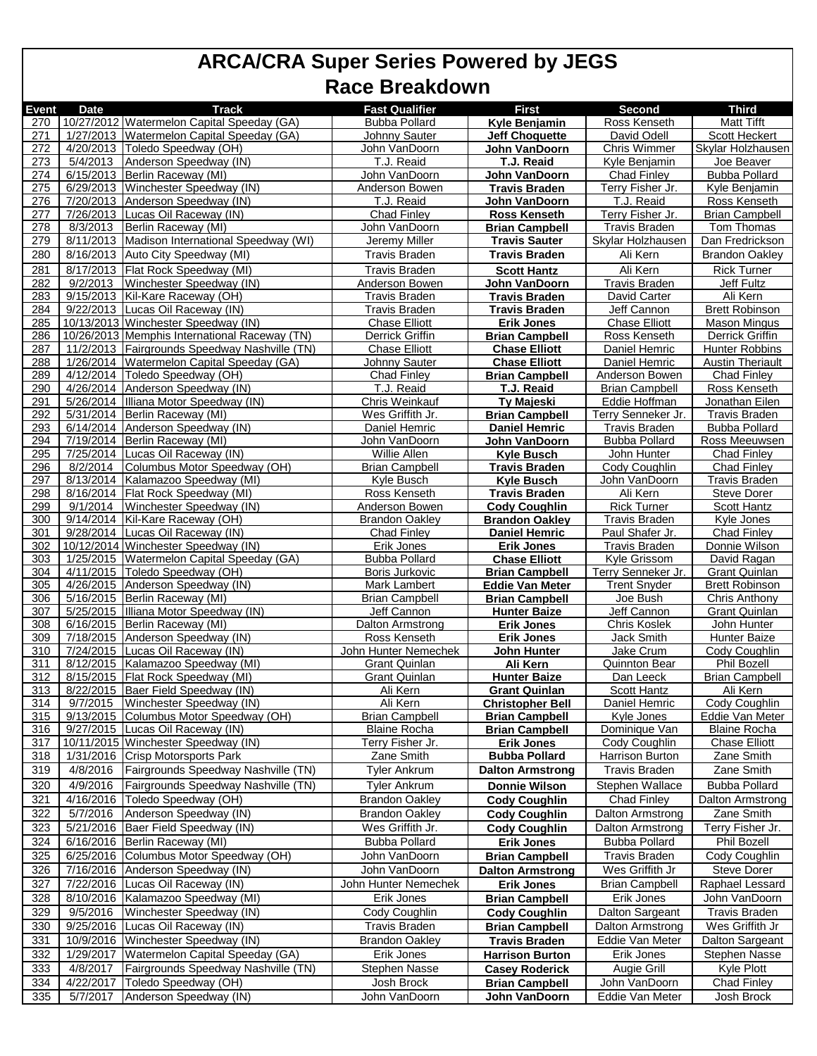# ARCA/CRA Super Series Powered by JEGS

## Race Breakdown

| Event | Date | Track | Fast Qualifier | First | Second | Third |
|---|---|---|---|---|---|---|
| 270 | 10/27/2012 | Watermelon Capital Speeday (GA) | Bubba Pollard | **Kyle Benjamin** | Ross Kenseth | Matt Tifft |
| 271 | 1/27/2013 | Watermelon Capital Speeday (GA) | Johnny Sauter | **Jeff Choquette** | David Odell | Scott Heckert |
| 272 | 4/20/2013 | Toledo Speedway (OH) | John VanDoorn | **John VanDoorn** | Chris Wimmer | Skylar Holzhausen |
| 273 | 5/4/2013 | Anderson Speedway (IN) | T.J. Reaid | **T.J. Reaid** | Kyle Benjamin | Joe Beaver |
| 274 | 6/15/2013 | Berlin Raceway (MI) | John VanDoorn | **John VanDoorn** | Chad Finley | Bubba Pollard |
| 275 | 6/29/2013 | Winchester Speedway (IN) | Anderson Bowen | **Travis Braden** | Terry Fisher Jr. | Kyle Benjamin |
| 276 | 7/20/2013 | Anderson Speedway (IN) | T.J. Reaid | **John VanDoorn** | T.J. Reaid | Ross Kenseth |
| 277 | 7/26/2013 | Lucas Oil Raceway (IN) | Chad Finley | **Ross Kenseth** | Terry Fisher Jr. | Brian Campbell |
| 278 | 8/3/2013 | Berlin Raceway (MI) | John VanDoorn | **Brian Campbell** | Travis Braden | Tom Thomas |
| 279 | 8/11/2013 | Madison International Speedway (WI) | Jeremy Miller | **Travis Sauter** | Skylar Holzhausen | Dan Fredrickson |
| 280 | 8/16/2013 | Auto City Speedway (MI) | Travis Braden | **Travis Braden** | Ali Kern | Brandon Oakley |
| 281 | 8/17/2013 | Flat Rock Speedway (MI) | Travis Braden | **Scott Hantz** | Ali Kern | Rick Turner |
| 282 | 9/2/2013 | Winchester Speedway (IN) | Anderson Bowen | **John VanDoorn** | Travis Braden | Jeff Fultz |
| 283 | 9/15/2013 | Kil-Kare Raceway (OH) | Travis Braden | **Travis Braden** | David Carter | Ali Kern |
| 284 | 9/22/2013 | Lucas Oil Raceway (IN) | Travis Braden | **Travis Braden** | Jeff Cannon | Brett Robinson |
| 285 | 10/13/2013 | Winchester Speedway (IN) | Chase Elliott | **Erik Jones** | Chase Elliott | Mason Mingus |
| 286 | 10/26/2013 | Memphis International Raceway (TN) | Derrick Griffin | **Brian Campbell** | Ross Kenseth | Derrick Griffin |
| 287 | 11/2/2013 | Fairgrounds Speedway Nashville (TN) | Chase Elliott | **Chase Elliott** | Daniel Hemric | Hunter Robbins |
| 288 | 1/26/2014 | Watermelon Capital Speeday (GA) | Johnny Sauter | **Chase Elliott** | Daniel Hemric | Austin Theriault |
| 289 | 4/12/2014 | Toledo Speedway (OH) | Chad Finley | **Brian Campbell** | Anderson Bowen | Chad Finley |
| 290 | 4/26/2014 | Anderson Speedway (IN) | T.J. Reaid | **T.J. Reaid** | Brian Campbell | Ross Kenseth |
| 291 | 5/26/2014 | Illiana Motor Speedway (IN) | Chris Weinkauf | **Ty Majeski** | Eddie Hoffman | Jonathan Eilen |
| 292 | 5/31/2014 | Berlin Raceway (MI) | Wes Griffith Jr. | **Brian Campbell** | Terry Senneker Jr. | Travis Braden |
| 293 | 6/14/2014 | Anderson Speedway (IN) | Daniel Hemric | **Daniel Hemric** | Travis Braden | Bubba Pollard |
| 294 | 7/19/2014 | Berlin Raceway (MI) | John VanDoorn | **John VanDoorn** | Bubba Pollard | Ross Meeuwsen |
| 295 | 7/25/2014 | Lucas Oil Raceway (IN) | Willie Allen | **Kyle Busch** | John Hunter | Chad Finley |
| 296 | 8/2/2014 | Columbus Motor Speedway (OH) | Brian Campbell | **Travis Braden** | Cody Coughlin | Chad Finley |
| 297 | 8/13/2014 | Kalamazoo Speedway (MI) | Kyle Busch | **Kyle Busch** | John VanDoorn | Travis Braden |
| 298 | 8/16/2014 | Flat Rock Speedway (MI) | Ross Kenseth | **Travis Braden** | Ali Kern | Steve Dorer |
| 299 | 9/1/2014 | Winchester Speedway (IN) | Anderson Bowen | **Cody Coughlin** | Rick Turner | Scott Hantz |
| 300 | 9/14/2014 | Kil-Kare Raceway (OH) | Brandon Oakley | **Brandon Oakley** | Travis Braden | Kyle Jones |
| 301 | 9/28/2014 | Lucas Oil Raceway (IN) | Chad Finley | **Daniel Hemric** | Paul Shafer Jr. | Chad Finley |
| 302 | 10/12/2014 | Winchester Speedway (IN) | Erik Jones | **Erik Jones** | Travis Braden | Donnie Wilson |
| 303 | 1/25/2015 | Watermelon Capital Speeday (GA) | Bubba Pollard | **Chase Elliott** | Kyle Grissom | David Ragan |
| 304 | 4/11/2015 | Toledo Speedway (OH) | Boris Jurkovic | **Brian Campbell** | Terry Senneker Jr. | Grant Quinlan |
| 305 | 4/26/2015 | Anderson Speedway (IN) | Mark Lambert | **Eddie Van Meter** | Trent Snyder | Brett Robinson |
| 306 | 5/16/2015 | Berlin Raceway (MI) | Brian Campbell | **Brian Campbell** | Joe Bush | Chris Anthony |
| 307 | 5/25/2015 | Illiana Motor Speedway (IN) | Jeff Cannon | **Hunter Baize** | Jeff Cannon | Grant Quinlan |
| 308 | 6/16/2015 | Berlin Raceway (MI) | Dalton Armstrong | **Erik Jones** | Chris Koslek | John Hunter |
| 309 | 7/18/2015 | Anderson Speedway (IN) | Ross Kenseth | **Erik Jones** | Jack Smith | Hunter Baize |
| 310 | 7/24/2015 | Lucas Oil Raceway (IN) | John Hunter Nemechek | **John Hunter** | Jake Crum | Cody Coughlin |
| 311 | 8/12/2015 | Kalamazoo Speedway (MI) | Grant Quinlan | **Ali Kern** | Quinnton Bear | Phil Bozell |
| 312 | 8/15/2015 | Flat Rock Speedway (MI) | Grant Quinlan | **Hunter Baize** | Dan Leeck | Brian Campbell |
| 313 | 8/22/2015 | Baer Field Speedway (IN) | Ali Kern | **Grant Quinlan** | Scott Hantz | Ali Kern |
| 314 | 9/7/2015 | Winchester Speedway (IN) | Ali Kern | **Christopher Bell** | Daniel Hemric | Cody Coughlin |
| 315 | 9/13/2015 | Columbus Motor Speedway (OH) | Brian Campbell | **Brian Campbell** | Kyle Jones | Eddie Van Meter |
| 316 | 9/27/2015 | Lucas Oil Raceway (IN) | Blaine Rocha | **Brian Campbell** | Dominique Van | Blaine Rocha |
| 317 | 10/11/2015 | Winchester Speedway (IN) | Terry Fisher Jr. | **Erik Jones** | Cody Coughlin | Chase Elliott |
| 318 | 1/31/2016 | Crisp Motorsports Park | Zane Smith | **Bubba Pollard** | Harrison Burton | Zane Smith |
| 319 | 4/8/2016 | Fairgrounds Speedway Nashville (TN) | Tyler Ankrum | **Dalton Armstrong** | Travis Braden | Zane Smith |
| 320 | 4/9/2016 | Fairgrounds Speedway Nashville (TN) | Tyler Ankrum | **Donnie Wilson** | Stephen Wallace | Bubba Pollard |
| 321 | 4/16/2016 | Toledo Speedway (OH) | Brandon Oakley | **Cody Coughlin** | Chad Finley | Dalton Armstrong |
| 322 | 5/7/2016 | Anderson Speedway (IN) | Brandon Oakley | **Cody Coughlin** | Dalton Armstrong | Zane Smith |
| 323 | 5/21/2016 | Baer Field Speedway (IN) | Wes Griffith Jr. | **Cody Coughlin** | Dalton Armstrong | Terry Fisher Jr. |
| 324 | 6/16/2016 | Berlin Raceway (MI) | Bubba Pollard | **Erik Jones** | Bubba Pollard | Phil Bozell |
| 325 | 6/25/2016 | Columbus Motor Speedway (OH) | John VanDoorn | **Brian Campbell** | Travis Braden | Cody Coughlin |
| 326 | 7/16/2016 | Anderson Speedway (IN) | John VanDoorn | **Dalton Armstrong** | Wes Griffith Jr | Steve Dorer |
| 327 | 7/22/2016 | Lucas Oil Raceway (IN) | John Hunter Nemechek | **Erik Jones** | Brian Campbell | Raphael Lessard |
| 328 | 8/10/2016 | Kalamazoo Speedway (MI) | Erik Jones | **Brian Campbell** | Erik Jones | John VanDoorn |
| 329 | 9/5/2016 | Winchester Speedway (IN) | Cody Coughlin | **Cody Coughlin** | Dalton Sargeant | Travis Braden |
| 330 | 9/25/2016 | Lucas Oil Raceway (IN) | Travis Braden | **Brian Campbell** | Dalton Armstrong | Wes Griffith Jr |
| 331 | 10/9/2016 | Winchester Speedway (IN) | Brandon Oakley | **Travis Braden** | Eddie Van Meter | Dalton Sargeant |
| 332 | 1/29/2017 | Watermelon Capital Speeday (GA) | Erik Jones | **Harrison Burton** | Erik Jones | Stephen Nasse |
| 333 | 4/8/2017 | Fairgrounds Speedway Nashville (TN) | Stephen Nasse | **Casey Roderick** | Augie Grill | Kyle Plott |
| 334 | 4/22/2017 | Toledo Speedway (OH) | Josh Brock | **Brian Campbell** | John VanDoorn | Chad Finley |
| 335 | 5/7/2017 | Anderson Speedway (IN) | John VanDoorn | **John VanDoorn** | Eddie Van Meter | Josh Brock |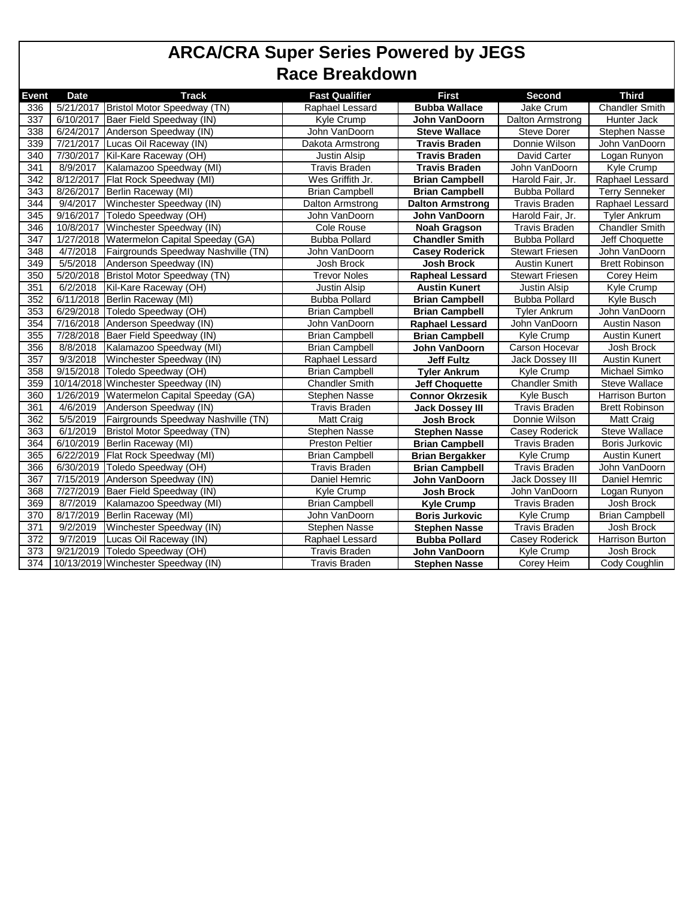# ARCA/CRA Super Series Powered by JEGS
## Race Breakdown

| Event | Date | Track | Fast Qualifier | First | Second | Third |
|---|---|---|---|---|---|---|
| 336 | 5/21/2017 | Bristol Motor Speedway (TN) | Raphael Lessard | **Bubba Wallace** | Jake Crum | Chandler Smith |
| 337 | 6/10/2017 | Baer Field Speedway (IN) | Kyle Crump | **John VanDoorn** | Dalton Armstrong | Hunter Jack |
| 338 | 6/24/2017 | Anderson Speedway (IN) | John VanDoorn | **Steve Wallace** | Steve Dorer | Stephen Nasse |
| 339 | 7/21/2017 | Lucas Oil Raceway (IN) | Dakota Armstrong | **Travis Braden** | Donnie Wilson | John VanDoorn |
| 340 | 7/30/2017 | Kil-Kare Raceway (OH) | Justin Alsip | **Travis Braden** | David Carter | Logan Runyon |
| 341 | 8/9/2017 | Kalamazoo Speedway (MI) | Travis Braden | **Travis Braden** | John VanDoorn | Kyle Crump |
| 342 | 8/12/2017 | Flat Rock Speedway (MI) | Wes Griffith Jr. | **Brian Campbell** | Harold Fair, Jr. | Raphael Lessard |
| 343 | 8/26/2017 | Berlin Raceway (MI) | Brian Campbell | **Brian Campbell** | Bubba Pollard | Terry Senneker |
| 344 | 9/4/2017 | Winchester Speedway (IN) | Dalton Armstrong | **Dalton Armstrong** | Travis Braden | Raphael Lessard |
| 345 | 9/16/2017 | Toledo Speedway (OH) | John VanDoorn | **John VanDoorn** | Harold Fair, Jr. | Tyler Ankrum |
| 346 | 10/8/2017 | Winchester Speedway (IN) | Cole Rouse | **Noah Gragson** | Travis Braden | Chandler Smith |
| 347 | 1/27/2018 | Watermelon Capital Speeday (GA) | Bubba Pollard | **Chandler Smith** | Bubba Pollard | Jeff Choquette |
| 348 | 4/7/2018 | Fairgrounds Speedway Nashville (TN) | John VanDoorn | **Casey Roderick** | Stewart Friesen | John VanDoorn |
| 349 | 5/5/2018 | Anderson Speedway (IN) | Josh Brock | **Josh Brock** | Austin Kunert | Brett Robinson |
| 350 | 5/20/2018 | Bristol Motor Speedway (TN) | Trevor Noles | **Rapheal Lessard** | Stewart Friesen | Corey Heim |
| 351 | 6/2/2018 | Kil-Kare Raceway (OH) | Justin Alsip | **Austin Kunert** | Justin Alsip | Kyle Crump |
| 352 | 6/11/2018 | Berlin Raceway (MI) | Bubba Pollard | **Brian Campbell** | Bubba Pollard | Kyle Busch |
| 353 | 6/29/2018 | Toledo Speedway (OH) | Brian Campbell | **Brian Campbell** | Tyler Ankrum | John VanDoorn |
| 354 | 7/16/2018 | Anderson Speedway (IN) | John VanDoorn | **Raphael Lessard** | John VanDoorn | Austin Nason |
| 355 | 7/28/2018 | Baer Field Speedway (IN) | Brian Campbell | **Brian Campbell** | Kyle Crump | Austin Kunert |
| 356 | 8/8/2018 | Kalamazoo Speedway (MI) | Brian Campbell | **John VanDoorn** | Carson Hocevar | Josh Brock |
| 357 | 9/3/2018 | Winchester Speedway (IN) | Raphael Lessard | **Jeff Fultz** | Jack Dossey III | Austin Kunert |
| 358 | 9/15/2018 | Toledo Speedway (OH) | Brian Campbell | **Tyler Ankrum** | Kyle Crump | Michael Simko |
| 359 | 10/14/2018 | Winchester Speedway (IN) | Chandler Smith | **Jeff Choquette** | Chandler Smith | Steve Wallace |
| 360 | 1/26/2019 | Watermelon Capital Speeday (GA) | Stephen Nasse | **Connor Okrzesik** | Kyle Busch | Harrison Burton |
| 361 | 4/6/2019 | Anderson Speedway (IN) | Travis Braden | **Jack Dossey III** | Travis Braden | Brett Robinson |
| 362 | 5/5/2019 | Fairgrounds Speedway Nashville (TN) | Matt Craig | **Josh Brock** | Donnie Wilson | Matt Craig |
| 363 | 6/1/2019 | Bristol Motor Speedway (TN) | Stephen Nasse | **Stephen Nasse** | Casey Roderick | Steve Wallace |
| 364 | 6/10/2019 | Berlin Raceway (MI) | Preston Peltier | **Brian Campbell** | Travis Braden | Boris Jurkovic |
| 365 | 6/22/2019 | Flat Rock Speedway (MI) | Brian Campbell | **Brian Bergakker** | Kyle Crump | Austin Kunert |
| 366 | 6/30/2019 | Toledo Speedway (OH) | Travis Braden | **Brian Campbell** | Travis Braden | John VanDoorn |
| 367 | 7/15/2019 | Anderson Speedway (IN) | Daniel Hemric | **John VanDoorn** | Jack Dossey III | Daniel Hemric |
| 368 | 7/27/2019 | Baer Field Speedway (IN) | Kyle Crump | **Josh Brock** | John VanDoorn | Logan Runyon |
| 369 | 8/7/2019 | Kalamazoo Speedway (MI) | Brian Campbell | **Kyle Crump** | Travis Braden | Josh Brock |
| 370 | 8/17/2019 | Berlin Raceway (MI) | John VanDoorn | **Boris Jurkovic** | Kyle Crump | Brian Campbell |
| 371 | 9/2/2019 | Winchester Speedway (IN) | Stephen Nasse | **Stephen Nasse** | Travis Braden | Josh Brock |
| 372 | 9/7/2019 | Lucas Oil Raceway (IN) | Raphael Lessard | **Bubba Pollard** | Casey Roderick | Harrison Burton |
| 373 | 9/21/2019 | Toledo Speedway (OH) | Travis Braden | **John VanDoorn** | Kyle Crump | Josh Brock |
| 374 | 10/13/2019 | Winchester Speedway (IN) | Travis Braden | **Stephen Nasse** | Corey Heim | Cody Coughlin |